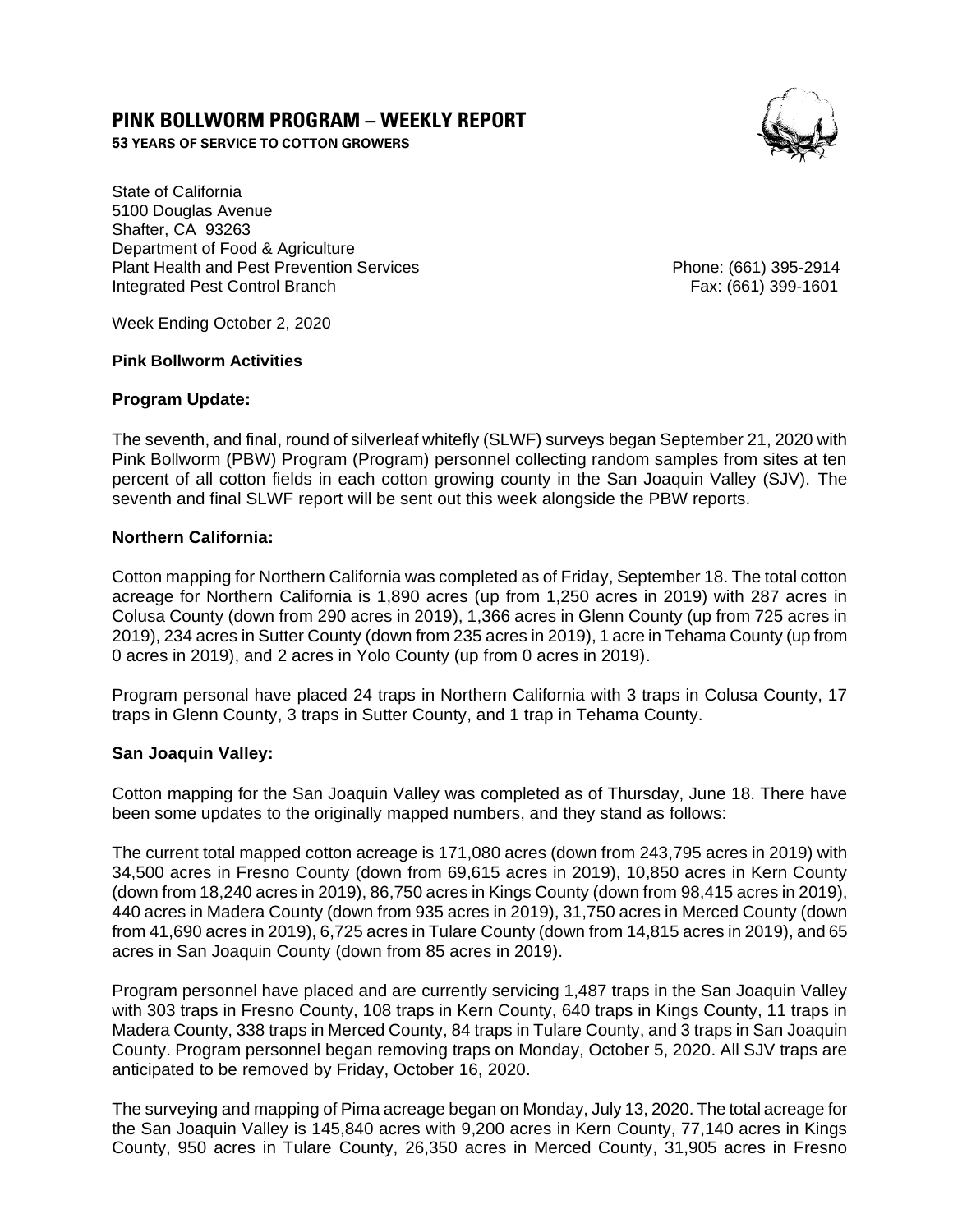# PINK BOLLWORM PROGRAM – WEEKLY REPORT

**53 YEARS OF SERVICE TO COTTON GROWERS**

State of California
5100 Douglas Avenue
Shafter, CA 93263
Department of Food & Agriculture
Plant Health and Pest Prevention Services
Integrated Pest Control Branch

Phone: (661) 395-2914
Fax: (661) 399-1601

Week Ending October 2, 2020

**Pink Bollworm Activities**

**Program Update:**

The seventh, and final, round of silverleaf whitefly (SLWF) surveys began September 21, 2020 with Pink Bollworm (PBW) Program (Program) personnel collecting random samples from sites at ten percent of all cotton fields in each cotton growing county in the San Joaquin Valley (SJV). The seventh and final SLWF report will be sent out this week alongside the PBW reports.

**Northern California:**

Cotton mapping for Northern California was completed as of Friday, September 18. The total cotton acreage for Northern California is 1,890 acres (up from 1,250 acres in 2019) with 287 acres in Colusa County (down from 290 acres in 2019), 1,366 acres in Glenn County (up from 725 acres in 2019), 234 acres in Sutter County (down from 235 acres in 2019), 1 acre in Tehama County (up from 0 acres in 2019), and 2 acres in Yolo County (up from 0 acres in 2019).

Program personal have placed 24 traps in Northern California with 3 traps in Colusa County, 17 traps in Glenn County, 3 traps in Sutter County, and 1 trap in Tehama County.

**San Joaquin Valley:**

Cotton mapping for the San Joaquin Valley was completed as of Thursday, June 18. There have been some updates to the originally mapped numbers, and they stand as follows:

The current total mapped cotton acreage is 171,080 acres (down from 243,795 acres in 2019) with 34,500 acres in Fresno County (down from 69,615 acres in 2019), 10,850 acres in Kern County (down from 18,240 acres in 2019), 86,750 acres in Kings County (down from 98,415 acres in 2019), 440 acres in Madera County (down from 935 acres in 2019), 31,750 acres in Merced County (down from 41,690 acres in 2019), 6,725 acres in Tulare County (down from 14,815 acres in 2019), and 65 acres in San Joaquin County (down from 85 acres in 2019).

Program personnel have placed and are currently servicing 1,487 traps in the San Joaquin Valley with 303 traps in Fresno County, 108 traps in Kern County, 640 traps in Kings County, 11 traps in Madera County, 338 traps in Merced County, 84 traps in Tulare County, and 3 traps in San Joaquin County. Program personnel began removing traps on Monday, October 5, 2020. All SJV traps are anticipated to be removed by Friday, October 16, 2020.

The surveying and mapping of Pima acreage began on Monday, July 13, 2020. The total acreage for the San Joaquin Valley is 145,840 acres with 9,200 acres in Kern County, 77,140 acres in Kings County, 950 acres in Tulare County, 26,350 acres in Merced County, 31,905 acres in Fresno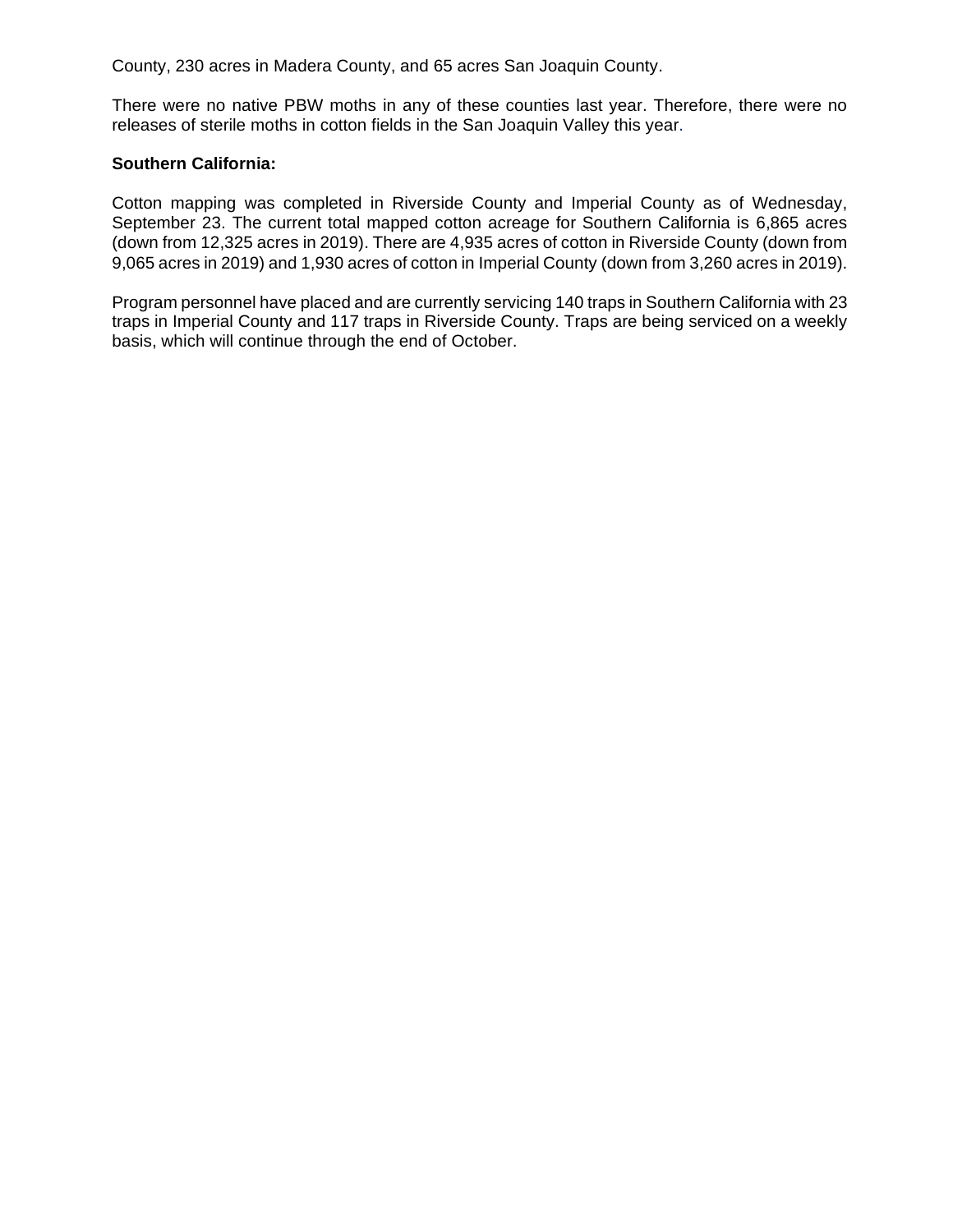County, 230 acres in Madera County, and 65 acres San Joaquin County.

There were no native PBW moths in any of these counties last year. Therefore, there were no releases of sterile moths in cotton fields in the San Joaquin Valley this year.

**Southern California:**

Cotton mapping was completed in Riverside County and Imperial County as of Wednesday, September 23. The current total mapped cotton acreage for Southern California is 6,865 acres (down from 12,325 acres in 2019). There are 4,935 acres of cotton in Riverside County (down from 9,065 acres in 2019) and 1,930 acres of cotton in Imperial County (down from 3,260 acres in 2019).

Program personnel have placed and are currently servicing 140 traps in Southern California with 23 traps in Imperial County and 117 traps in Riverside County. Traps are being serviced on a weekly basis, which will continue through the end of October.